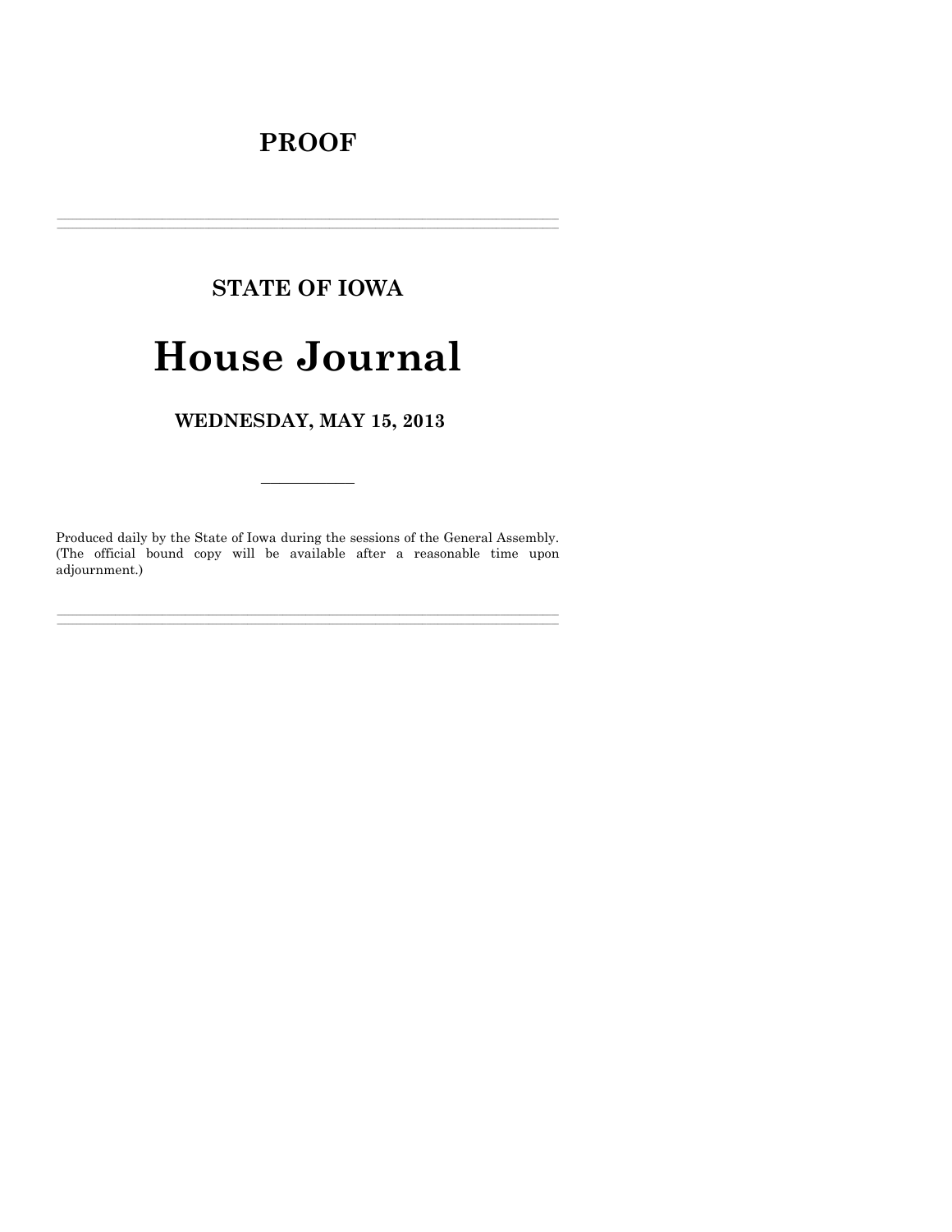# PROOF

---

## STATE OF IOWA

# House Journal

## WEDNESDAY, MAY 15, 2013

---

Produced daily by the State of Iowa during the sessions of the General Assembly. (The official bound copy will be available after a reasonable time upon adjournment.)

---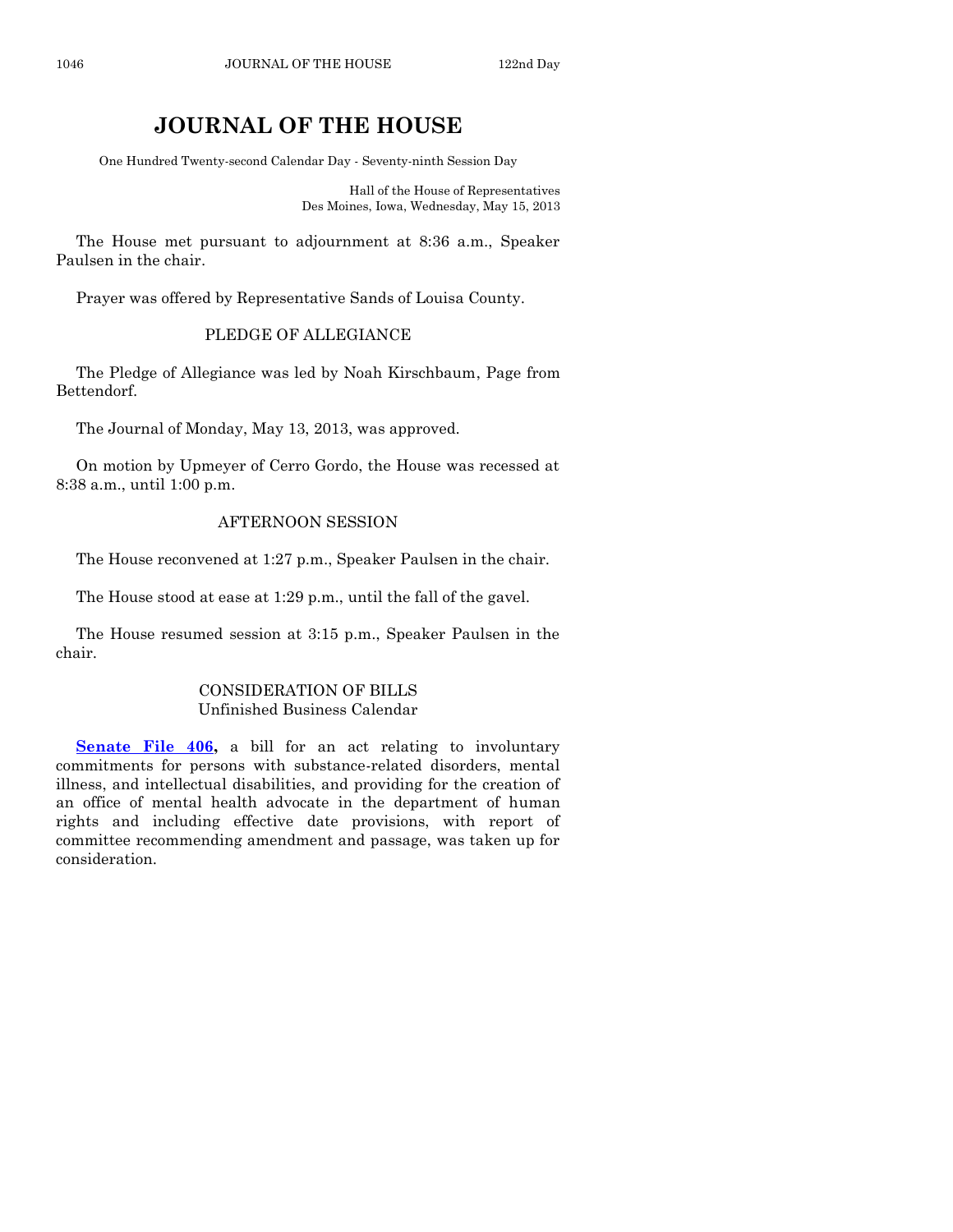# JOURNAL OF THE HOUSE

One Hundred Twenty-second Calendar Day - Seventy-ninth Session Day

Hall of the House of Representatives
Des Moines, Iowa, Wednesday, May 15, 2013

The House met pursuant to adjournment at 8:36 a.m., Speaker Paulsen in the chair.

Prayer was offered by Representative Sands of Louisa County.

## PLEDGE OF ALLEGIANCE

The Pledge of Allegiance was led by Noah Kirschbaum, Page from Bettendorf.

The Journal of Monday, May 13, 2013, was approved.

On motion by Upmeyer of Cerro Gordo, the House was recessed at 8:38 a.m., until 1:00 p.m.

## AFTERNOON SESSION

The House reconvened at 1:27 p.m., Speaker Paulsen in the chair.

The House stood at ease at 1:29 p.m., until the fall of the gavel.

The House resumed session at 3:15 p.m., Speaker Paulsen in the chair.

## CONSIDERATION OF BILLS
Unfinished Business Calendar

**Senate File 406,** a bill for an act relating to involuntary commitments for persons with substance-related disorders, mental illness, and intellectual disabilities, and providing for the creation of an office of mental health advocate in the department of human rights and including effective date provisions, with report of committee recommending amendment and passage, was taken up for consideration.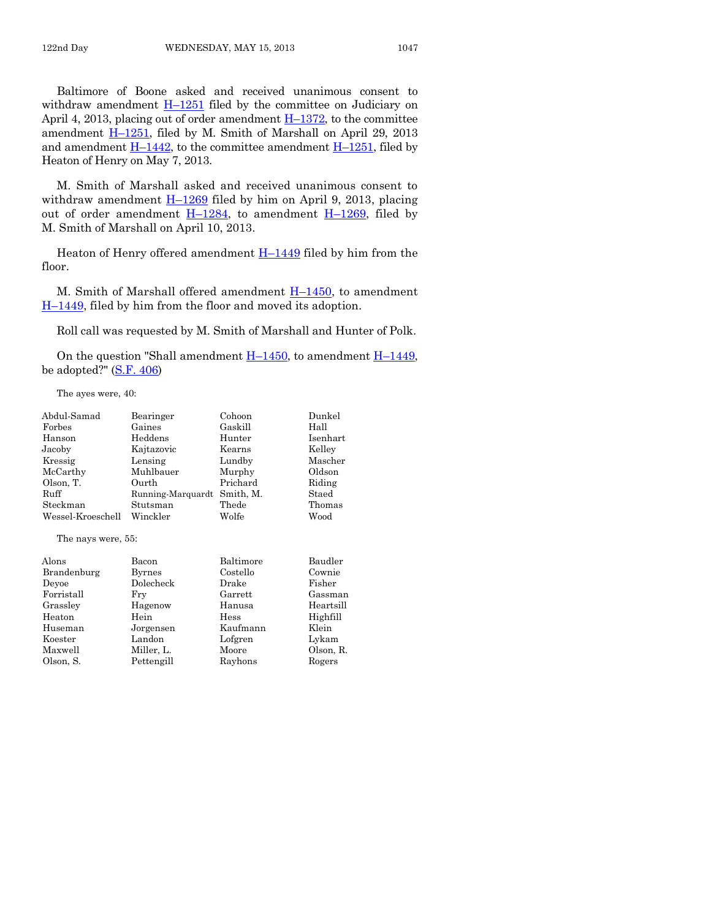Baltimore of Boone asked and received unanimous consent to withdraw amendment H–1251 filed by the committee on Judiciary on April 4, 2013, placing out of order amendment H–1372, to the committee amendment H–1251, filed by M. Smith of Marshall on April 29, 2013 and amendment H–1442, to the committee amendment H–1251, filed by Heaton of Henry on May 7, 2013.

M. Smith of Marshall asked and received unanimous consent to withdraw amendment H–1269 filed by him on April 9, 2013, placing out of order amendment H–1284, to amendment H–1269, filed by M. Smith of Marshall on April 10, 2013.

Heaton of Henry offered amendment H–1449 filed by him from the floor.

M. Smith of Marshall offered amendment H–1450, to amendment H–1449, filed by him from the floor and moved its adoption.

Roll call was requested by M. Smith of Marshall and Hunter of Polk.

On the question "Shall amendment H–1450, to amendment H–1449, be adopted?" (S.F. 406)

The ayes were, 40:

| | | | |
|---|---|---|---|
| Abdul-Samad | Bearinger | Cohoon | Dunkel |
| Forbes | Gaines | Gaskill | Hall |
| Hanson | Heddens | Hunter | Isenhart |
| Jacoby | Kajtazovic | Kearns | Kelley |
| Kressig | Lensing | Lundby | Mascher |
| McCarthy | Muhlbauer | Murphy | Oldson |
| Olson, T. | Ourth | Prichard | Riding |
| Ruff | Running-Marquardt | Smith, M. | Staed |
| Steckman | Stutsman | Thede | Thomas |
| Wessel-Kroeschell | Winckler | Wolfe | Wood |

The nays were, 55:

| | | | |
|---|---|---|---|
| Alons | Bacon | Baltimore | Baudler |
| Brandenburg | Byrnes | Costello | Cownie |
| Deyoe | Dolecheck | Drake | Fisher |
| Forristall | Fry | Garrett | Gassman |
| Grassley | Hagenow | Hanusa | Heartsill |
| Heaton | Hein | Hess | Highfill |
| Huseman | Jorgensen | Kaufmann | Klein |
| Koester | Landon | Lofgren | Lykam |
| Maxwell | Miller, L. | Moore | Olson, R. |
| Olson, S. | Pettengill | Rayhons | Rogers |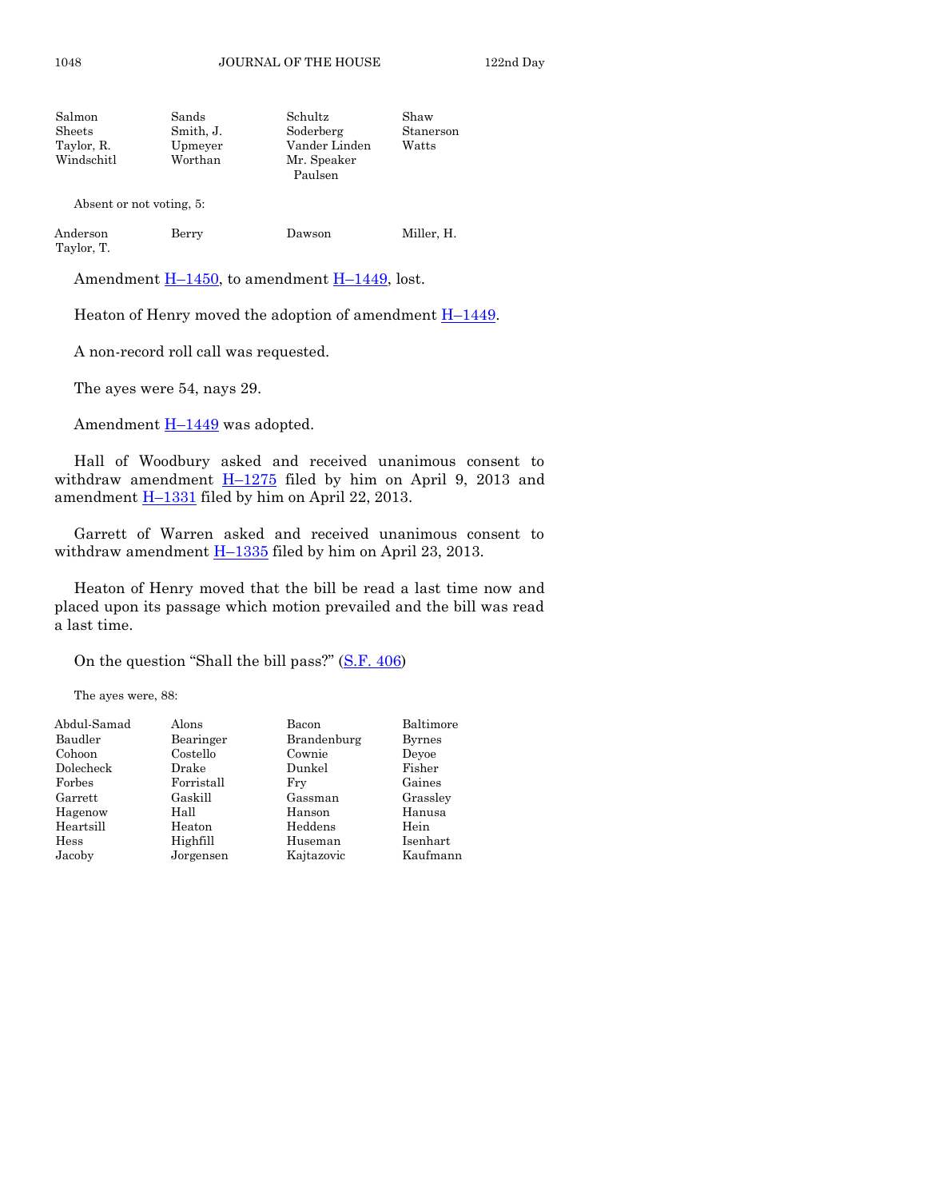| | | | |
|---|---|---|---|
| Salmon | Sands | Schultz | Shaw |
| Sheets | Smith, J. | Soderberg | Stanerson |
| Taylor, R. | Upmeyer | Vander Linden | Watts |
| Windschitl | Worthan | Mr. Speaker Paulsen | |

Absent or not voting, 5:

| | | | |
|---|---|---|---|
| Anderson | Berry | Dawson | Miller, H. |
| Taylor, T. | | | |

Amendment H–1450, to amendment H–1449, lost.

Heaton of Henry moved the adoption of amendment H–1449.

A non-record roll call was requested.

The ayes were 54, nays 29.

Amendment H–1449 was adopted.

Hall of Woodbury asked and received unanimous consent to withdraw amendment H–1275 filed by him on April 9, 2013 and amendment H–1331 filed by him on April 22, 2013.

Garrett of Warren asked and received unanimous consent to withdraw amendment H–1335 filed by him on April 23, 2013.

Heaton of Henry moved that the bill be read a last time now and placed upon its passage which motion prevailed and the bill was read a last time.

On the question "Shall the bill pass?" (S.F. 406)

The ayes were, 88:

| | | | |
|---|---|---|---|
| Abdul-Samad | Alons | Bacon | Baltimore |
| Baudler | Bearinger | Brandenburg | Byrnes |
| Cohoon | Costello | Cownie | Deyoe |
| Dolecheck | Drake | Dunkel | Fisher |
| Forbes | Forristall | Fry | Gaines |
| Garrett | Gaskill | Gassman | Grassley |
| Hagenow | Hall | Hanson | Hanusa |
| Heartsill | Heaton | Heddens | Hein |
| Hess | Highfill | Huseman | Isenhart |
| Jacoby | Jorgensen | Kajtazovic | Kaufmann |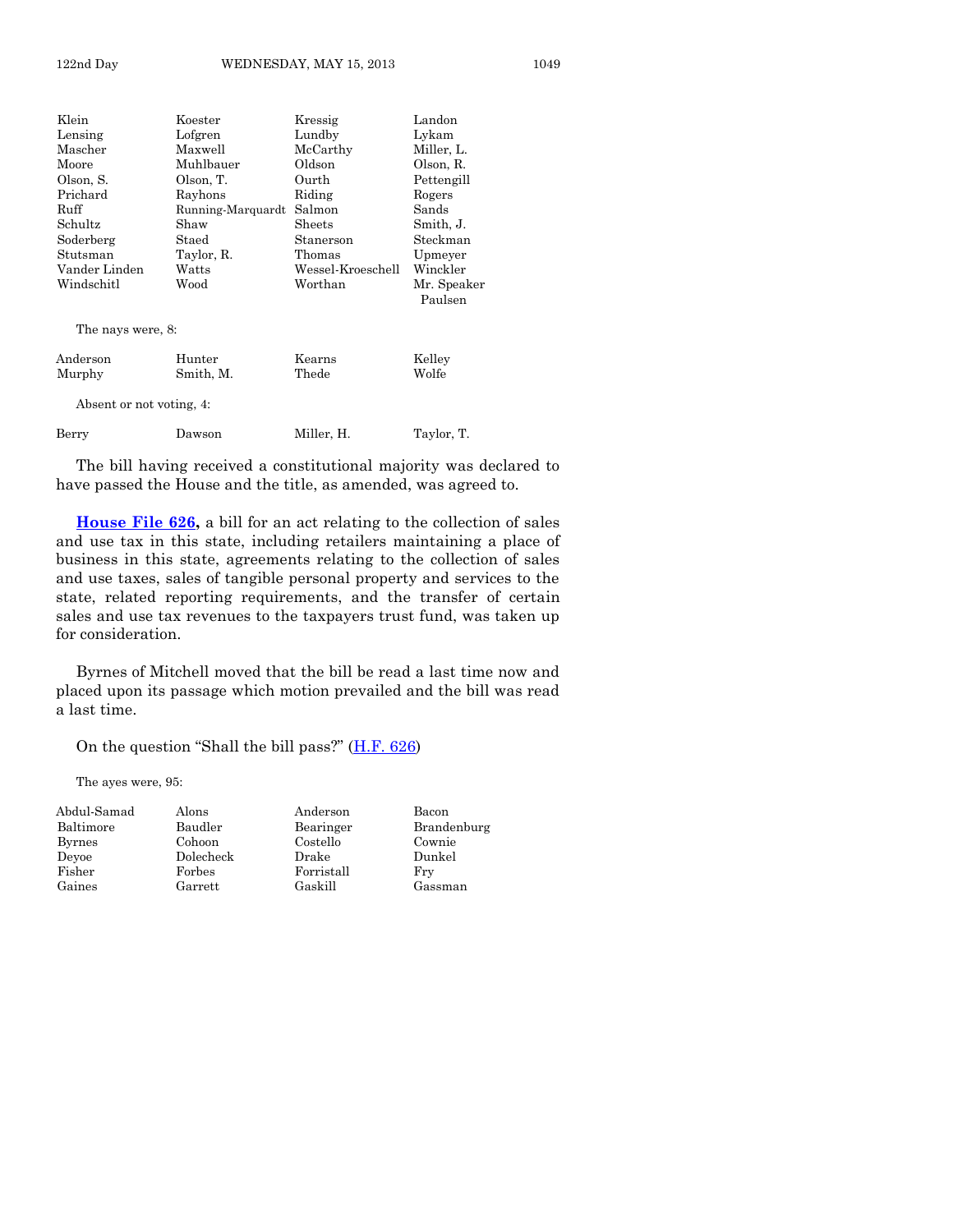| | | | |
|---|---|---|---|
| Klein | Koester | Kressig | Landon |
| Lensing | Lofgren | Lundby | Lykam |
| Mascher | Maxwell | McCarthy | Miller, L. |
| Moore | Muhlbauer | Oldson | Olson, R. |
| Olson, S. | Olson, T. | Ourth | Pettengill |
| Prichard | Rayhons | Riding | Rogers |
| Ruff | Running-Marquardt | Salmon | Sands |
| Schultz | Shaw | Sheets | Smith, J. |
| Soderberg | Staed | Stanerson | Steckman |
| Stutsman | Taylor, R. | Thomas | Upmeyer |
| Vander Linden | Watts | Wessel-Kroeschell | Winckler |
| Windschitl | Wood | Worthan | Mr. Speaker Paulsen |

The nays were, 8:

| | | | |
|---|---|---|---|
| Anderson | Hunter | Kearns | Kelley |
| Murphy | Smith, M. | Thede | Wolfe |

Absent or not voting, 4:

| | | | |
|---|---|---|---|
| Berry | Dawson | Miller, H. | Taylor, T. |

The bill having received a constitutional majority was declared to have passed the House and the title, as amended, was agreed to.

**House File 626,** a bill for an act relating to the collection of sales and use tax in this state, including retailers maintaining a place of business in this state, agreements relating to the collection of sales and use taxes, sales of tangible personal property and services to the state, related reporting requirements, and the transfer of certain sales and use tax revenues to the taxpayers trust fund, was taken up for consideration.

Byrnes of Mitchell moved that the bill be read a last time now and placed upon its passage which motion prevailed and the bill was read a last time.

On the question "Shall the bill pass?" (H.F. 626)

The ayes were, 95:

| | | | |
|---|---|---|---|
| Abdul-Samad | Alons | Anderson | Bacon |
| Baltimore | Baudler | Bearinger | Brandenburg |
| Byrnes | Cohoon | Costello | Cownie |
| Deyoe | Dolecheck | Drake | Dunkel |
| Fisher | Forbes | Forristall | Fry |
| Gaines | Garrett | Gaskill | Gassman |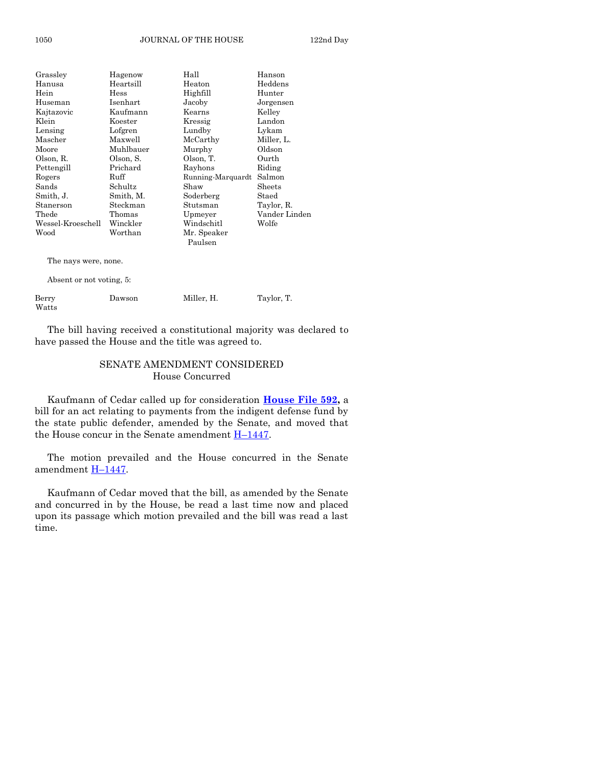| | | | |
|---|---|---|---|
| Grassley | Hagenow | Hall | Hanson |
| Hanusa | Heartsill | Heaton | Heddens |
| Hein | Hess | Highfill | Hunter |
| Huseman | Isenhart | Jacoby | Jorgensen |
| Kajtazovic | Kaufmann | Kearns | Kelley |
| Klein | Koester | Kressig | Landon |
| Lensing | Lofgren | Lundby | Lykam |
| Mascher | Maxwell | McCarthy | Miller, L. |
| Moore | Muhlbauer | Murphy | Oldson |
| Olson, R. | Olson, S. | Olson, T. | Ourth |
| Pettengill | Prichard | Rayhons | Riding |
| Rogers | Ruff | Running-Marquardt | Salmon |
| Sands | Schultz | Shaw | Sheets |
| Smith, J. | Smith, M. | Soderberg | Staed |
| Staneron | Steckman | Stutsman | Taylor, R. |
| Thede | Thomas | Upmeyer | Vander Linden |
| Wessel-Kroeschell | Winckler | Windschitl | Wolfe |
| Wood | Worthan | Mr. Speaker Paulsen | |

The nays were, none.

Absent or not voting, 5:

| | | | |
|---|---|---|---|
| Berry | Dawson | Miller, H. | Taylor, T. |
| Watts | | | |

The bill having received a constitutional majority was declared to have passed the House and the title was agreed to.

## SENATE AMENDMENT CONSIDERED
House Concurred

Kaufmann of Cedar called up for consideration **House File 592,** a bill for an act relating to payments from the indigent defense fund by the state public defender, amended by the Senate, and moved that the House concur in the Senate amendment H–1447.

The motion prevailed and the House concurred in the Senate amendment H–1447.

Kaufmann of Cedar moved that the bill, as amended by the Senate and concurred in by the House, be read a last time now and placed upon its passage which motion prevailed and the bill was read a last time.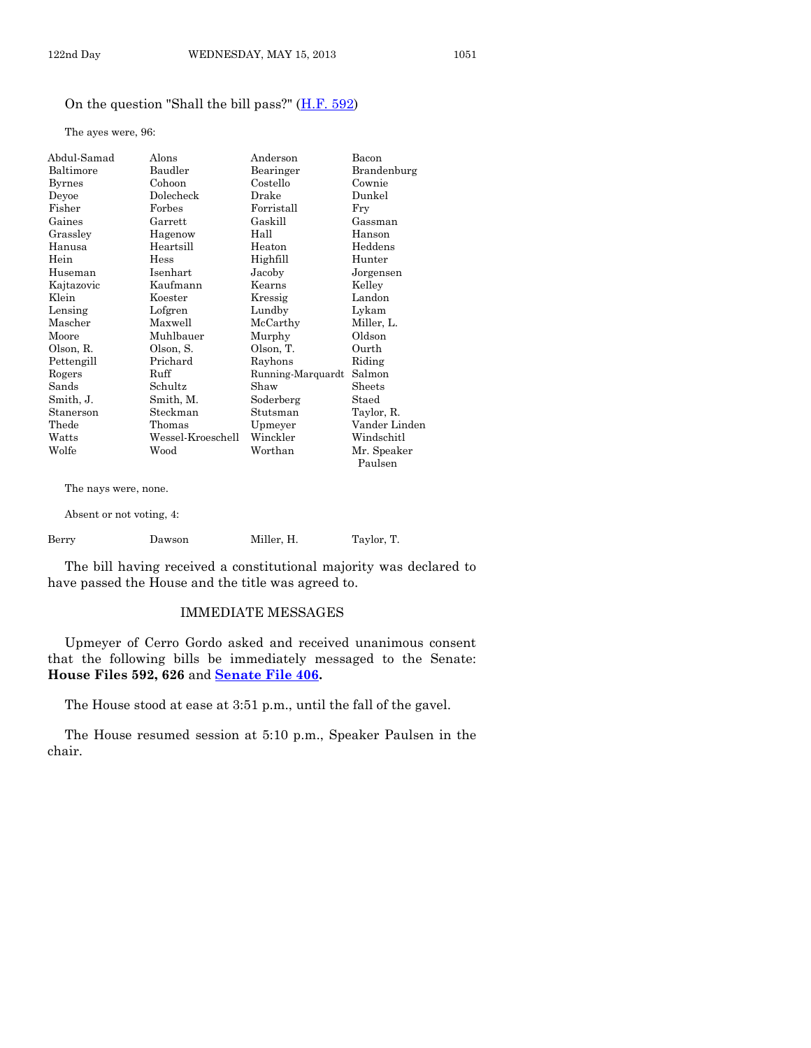On the question "Shall the bill pass?" (H.F. 592)

The ayes were, 96:

| | | | |
|---|---|---|---|
| Abdul-Samad | Alons | Anderson | Bacon |
| Baltimore | Baudler | Bearinger | Brandenburg |
| Byrnes | Cohoon | Costello | Cownie |
| Deyoe | Dolecheck | Drake | Dunkel |
| Fisher | Forbes | Forristall | Fry |
| Gaines | Garrett | Gaskill | Gassman |
| Grassley | Hagenow | Hall | Hanson |
| Hanusa | Heartsill | Heaton | Heddens |
| Hein | Hess | Highfill | Hunter |
| Huseman | Isenhart | Jacoby | Jorgensen |
| Kajtazovic | Kaufmann | Kearns | Kelley |
| Klein | Koester | Kressig | Landon |
| Lensing | Lofgren | Lundby | Lykam |
| Mascher | Maxwell | McCarthy | Miller, L. |
| Moore | Muhlbauer | Murphy | Oldson |
| Olson, R. | Olson, S. | Olson, T. | Ourth |
| Pettengill | Prichard | Rayhons | Riding |
| Rogers | Ruff | Running-Marquardt | Salmon |
| Sands | Schultz | Shaw | Sheets |
| Smith, J. | Smith, M. | Soderberg | Staed |
| Stanerson | Steckman | Stutsman | Taylor, R. |
| Thede | Thomas | Upmeyer | Vander Linden |
| Watts | Wessel-Kroeschell | Winckler | Windschitl |
| Wolfe | Wood | Worthan | Mr. Speaker Paulsen |

The nays were, none.

Absent or not voting, 4:

| | | | |
|---|---|---|---|
| Berry | Dawson | Miller, H. | Taylor, T. |

The bill having received a constitutional majority was declared to have passed the House and the title was agreed to.

## IMMEDIATE MESSAGES

Upmeyer of Cerro Gordo asked and received unanimous consent that the following bills be immediately messaged to the Senate: **House Files 592, 626** and **Senate File 406.**

The House stood at ease at 3:51 p.m., until the fall of the gavel.

The House resumed session at 5:10 p.m., Speaker Paulsen in the chair.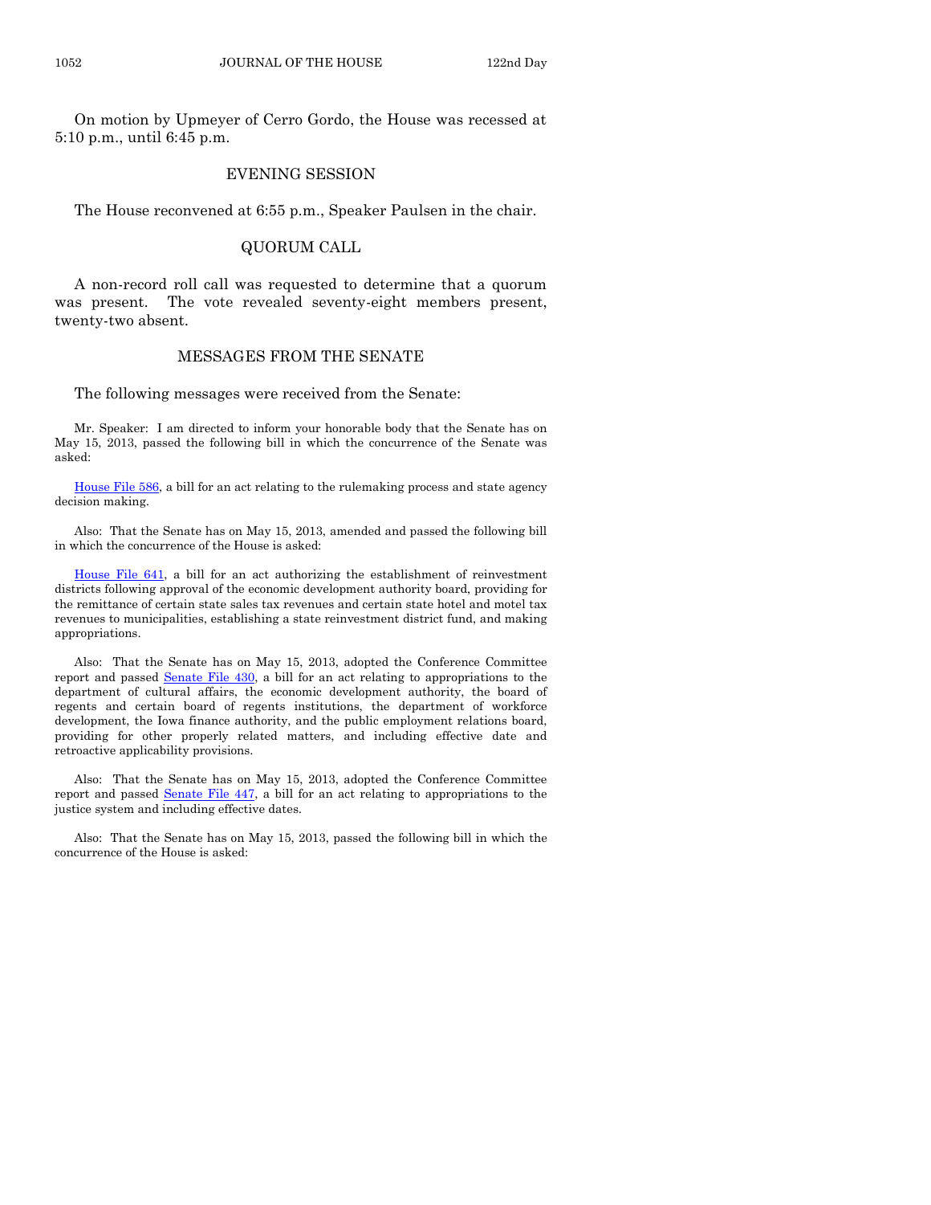On motion by Upmeyer of Cerro Gordo, the House was recessed at 5:10 p.m., until 6:45 p.m.

## EVENING SESSION

The House reconvened at 6:55 p.m., Speaker Paulsen in the chair.

## QUORUM CALL

A non-record roll call was requested to determine that a quorum was present. The vote revealed seventy-eight members present, twenty-two absent.

## MESSAGES FROM THE SENATE

The following messages were received from the Senate:

Mr. Speaker: I am directed to inform your honorable body that the Senate has on May 15, 2013, passed the following bill in which the concurrence of the Senate was asked:

House File 586, a bill for an act relating to the rulemaking process and state agency decision making.

Also: That the Senate has on May 15, 2013, amended and passed the following bill in which the concurrence of the House is asked:

House File 641, a bill for an act authorizing the establishment of reinvestment districts following approval of the economic development authority board, providing for the remittance of certain state sales tax revenues and certain state hotel and motel tax revenues to municipalities, establishing a state reinvestment district fund, and making appropriations.

Also: That the Senate has on May 15, 2013, adopted the Conference Committee report and passed Senate File 430, a bill for an act relating to appropriations to the department of cultural affairs, the economic development authority, the board of regents and certain board of regents institutions, the department of workforce development, the Iowa finance authority, and the public employment relations board, providing for other properly related matters, and including effective date and retroactive applicability provisions.

Also: That the Senate has on May 15, 2013, adopted the Conference Committee report and passed Senate File 447, a bill for an act relating to appropriations to the justice system and including effective dates.

Also: That the Senate has on May 15, 2013, passed the following bill in which the concurrence of the House is asked: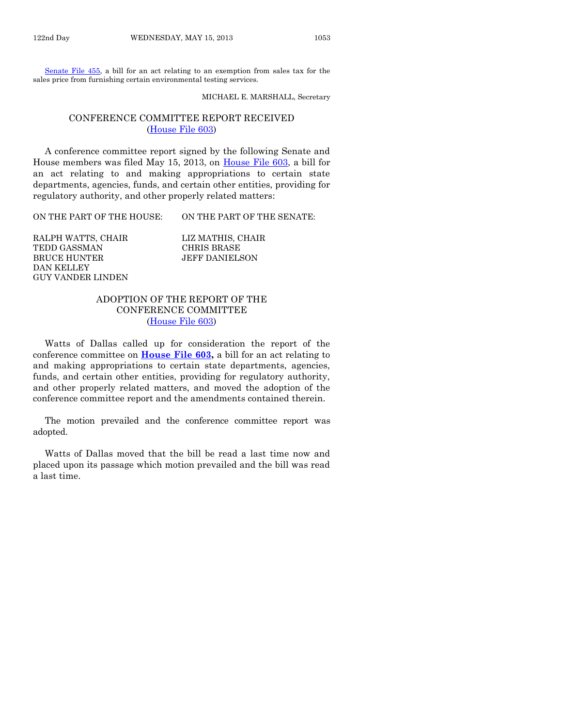Senate File 455, a bill for an act relating to an exemption from sales tax for the sales price from furnishing certain environmental testing services.

MICHAEL E. MARSHALL, Secretary

## CONFERENCE COMMITTEE REPORT RECEIVED
(House File 603)

A conference committee report signed by the following Senate and House members was filed May 15, 2013, on House File 603, a bill for an act relating to and making appropriations to certain state departments, agencies, funds, and certain other entities, providing for regulatory authority, and other properly related matters:

| ON THE PART OF THE HOUSE: | ON THE PART OF THE SENATE: |
|---|---|
| RALPH WATTS, CHAIR | LIZ MATHIS, CHAIR |
| TEDD GASSMAN | CHRIS BRASE |
| BRUCE HUNTER | JEFF DANIELSON |
| DAN KELLEY | |
| GUY VANDER LINDEN | |

## ADOPTION OF THE REPORT OF THE CONFERENCE COMMITTEE
(House File 603)

Watts of Dallas called up for consideration the report of the conference committee on **House File 603,** a bill for an act relating to and making appropriations to certain state departments, agencies, funds, and certain other entities, providing for regulatory authority, and other properly related matters, and moved the adoption of the conference committee report and the amendments contained therein.

The motion prevailed and the conference committee report was adopted.

Watts of Dallas moved that the bill be read a last time now and placed upon its passage which motion prevailed and the bill was read a last time.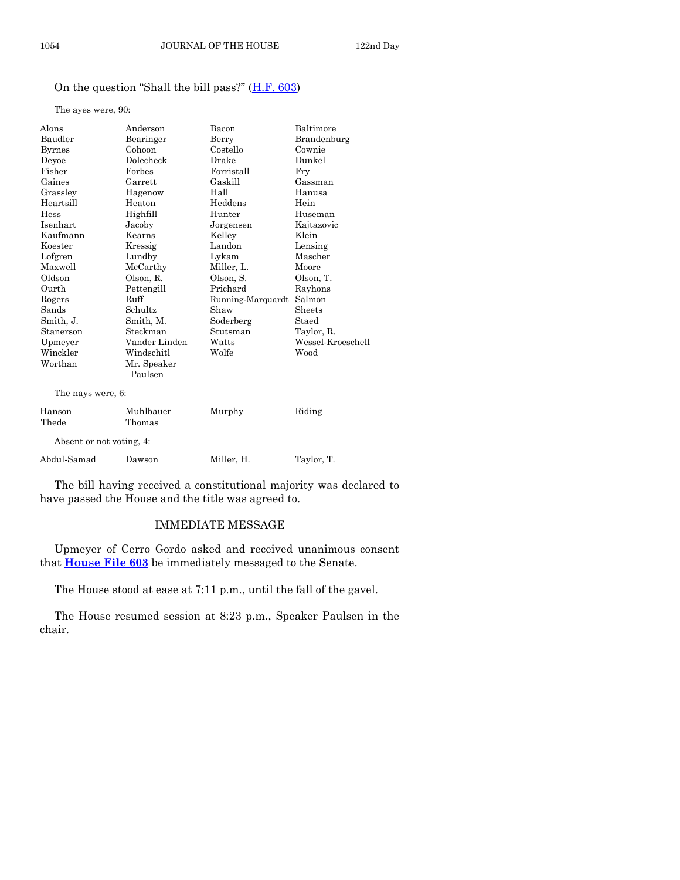On the question "Shall the bill pass?" (H.F. 603)

The ayes were, 90:

| | | | |
|---|---|---|---|
| Alons | Anderson | Bacon | Baltimore |
| Baudler | Bearinger | Berry | Brandenburg |
| Byrnes | Cohoon | Costello | Cownie |
| Deyoe | Dolecheck | Drake | Dunkel |
| Fisher | Forbes | Forristall | Fry |
| Gaines | Garrett | Gaskill | Gassman |
| Grassley | Hagenow | Hall | Hanusa |
| Heartsill | Heaton | Heddens | Hein |
| Hess | Highfill | Hunter | Huseman |
| Isenhart | Jacoby | Jorgensen | Kajtazovic |
| Kaufmann | Kearns | Kelley | Klein |
| Koester | Kressig | Landon | Lensing |
| Lofgren | Lundby | Lykam | Mascher |
| Maxwell | McCarthy | Miller, L. | Moore |
| Oldson | Olson, R. | Olson, S. | Olson, T. |
| Ourth | Pettengill | Prichard | Rayhons |
| Rogers | Ruff | Running-Marquardt | Salmon |
| Sands | Schultz | Shaw | Sheets |
| Smith, J. | Smith, M. | Soderberg | Staed |
| Stanerson | Steckman | Stutsman | Taylor, R. |
| Upmeyer | Vander Linden | Watts | Wessel-Kroeschell |
| Winckler | Windschitl | Wolfe | Wood |
| Worthan | Mr. Speaker Paulsen | | |

The nays were, 6:

| | | | |
|---|---|---|---|
| Hanson | Muhlbauer | Murphy | Riding |
| Thede | Thomas | | |

Absent or not voting, 4:

| | | | |
|---|---|---|---|
| Abdul-Samad | Dawson | Miller, H. | Taylor, T. |

The bill having received a constitutional majority was declared to have passed the House and the title was agreed to.

## IMMEDIATE MESSAGE

Upmeyer of Cerro Gordo asked and received unanimous consent that **House File 603** be immediately messaged to the Senate.

The House stood at ease at 7:11 p.m., until the fall of the gavel.

The House resumed session at 8:23 p.m., Speaker Paulsen in the chair.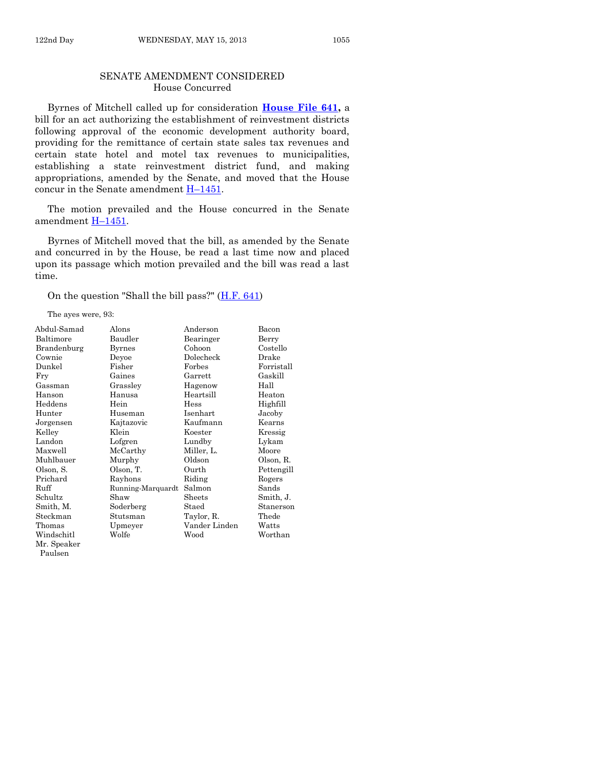## SENATE AMENDMENT CONSIDERED
### House Concurred

Byrnes of Mitchell called up for consideration **House File 641,** a bill for an act authorizing the establishment of reinvestment districts following approval of the economic development authority board, providing for the remittance of certain state sales tax revenues and certain state hotel and motel tax revenues to municipalities, establishing a state reinvestment district fund, and making appropriations, amended by the Senate, and moved that the House concur in the Senate amendment H–1451.

The motion prevailed and the House concurred in the Senate amendment H–1451.

Byrnes of Mitchell moved that the bill, as amended by the Senate and concurred in by the House, be read a last time now and placed upon its passage which motion prevailed and the bill was read a last time.

On the question "Shall the bill pass?" (H.F. 641)

The ayes were, 93:

| | | | |
|---|---|---|---|
| Abdul-Samad | Alons | Anderson | Bacon |
| Baltimore | Baudler | Bearinger | Berry |
| Brandenburg | Byrnes | Cohoon | Costello |
| Cownie | Deyoe | Dolecheck | Drake |
| Dunkel | Fisher | Forbes | Forristall |
| Fry | Gaines | Garrett | Gaskill |
| Gassman | Grassley | Hagenow | Hall |
| Hanson | Hanusa | Heartsill | Heaton |
| Heddens | Hein | Hess | Highfill |
| Hunter | Huseman | Isenhart | Jacoby |
| Jorgensen | Kajtazovic | Kaufmann | Kearns |
| Kelley | Klein | Koester | Kressig |
| Landon | Lofgren | Lundby | Lykam |
| Maxwell | McCarthy | Miller, L. | Moore |
| Muhlbauer | Murphy | Oldson | Olson, R. |
| Olson, S. | Olson, T. | Ourth | Pettengill |
| Prichard | Rayhons | Riding | Rogers |
| Ruff | Running-Marquardt | Salmon | Sands |
| Schultz | Shaw | Sheets | Smith, J. |
| Smith, M. | Soderberg | Staed | Stanerson |
| Steckman | Stutsman | Taylor, R. | Thede |
| Thomas | Upmeyer | Vander Linden | Watts |
| Windschitl | Wolfe | Wood | Worthan |
| Mr. Speaker Paulsen | | | |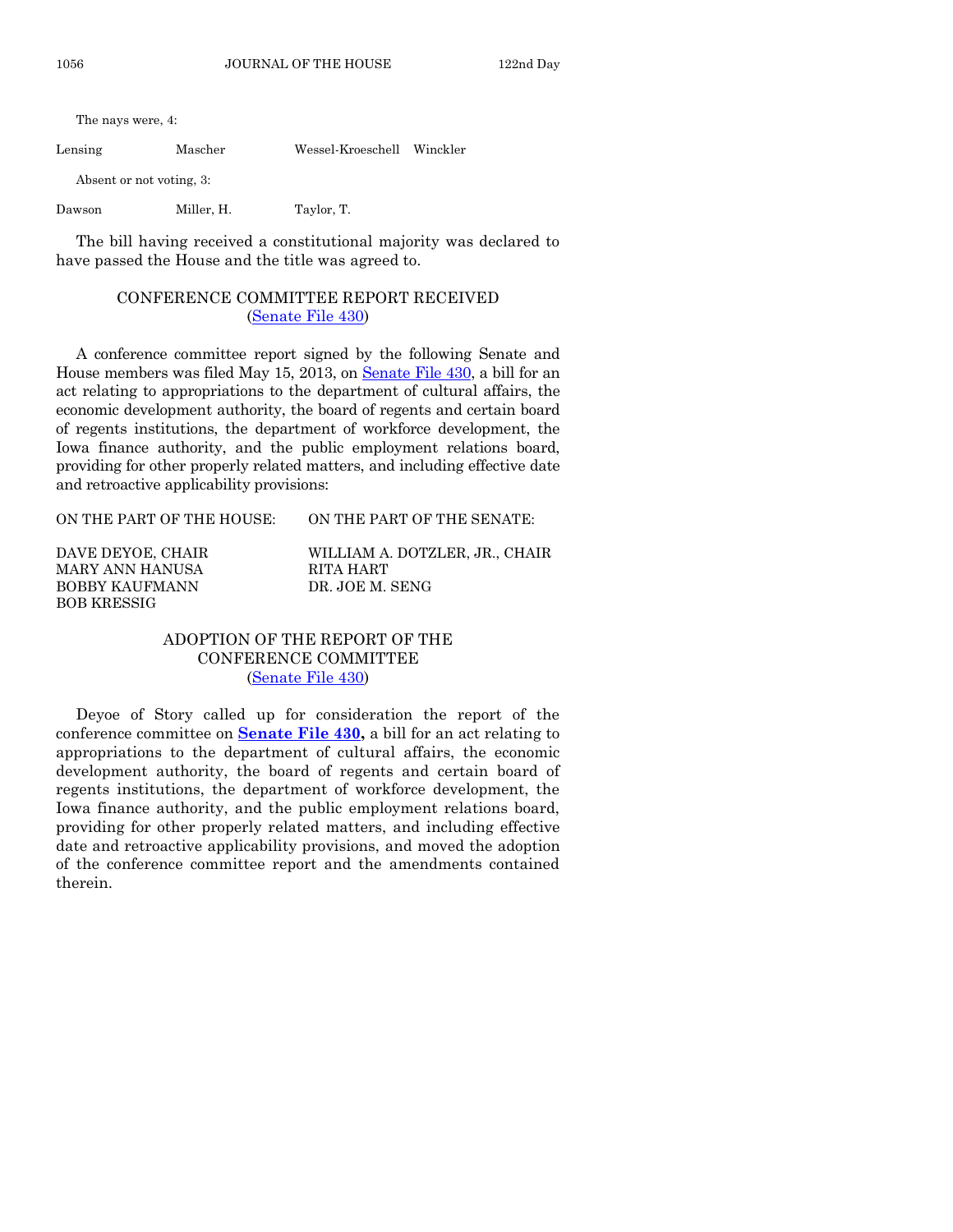The nays were, 4:

| | | | |
|---|---|---|---|
| Lensing | Mascher | Wessel-Kroeschell | Winckler |

Absent or not voting, 3:

| | | |
|---|---|---|
| Dawson | Miller, H. | Taylor, T. |

The bill having received a constitutional majority was declared to have passed the House and the title was agreed to.

## CONFERENCE COMMITTEE REPORT RECEIVED
(Senate File 430)

A conference committee report signed by the following Senate and House members was filed May 15, 2013, on Senate File 430, a bill for an act relating to appropriations to the department of cultural affairs, the economic development authority, the board of regents and certain board of regents institutions, the department of workforce development, the Iowa finance authority, and the public employment relations board, providing for other properly related matters, and including effective date and retroactive applicability provisions:

| ON THE PART OF THE HOUSE: | ON THE PART OF THE SENATE: |
|---|---|
| DAVE DEYOE, CHAIR | WILLIAM A. DOTZLER, JR., CHAIR |
| MARY ANN HANUSA | RITA HART |
| BOBBY KAUFMANN | DR. JOE M. SENG |
| BOB KRESSIG | |

## ADOPTION OF THE REPORT OF THE CONFERENCE COMMITTEE
(Senate File 430)

Deyoe of Story called up for consideration the report of the conference committee on **Senate File 430,** a bill for an act relating to appropriations to the department of cultural affairs, the economic development authority, the board of regents and certain board of regents institutions, the department of workforce development, the Iowa finance authority, and the public employment relations board, providing for other properly related matters, and including effective date and retroactive applicability provisions, and moved the adoption of the conference committee report and the amendments contained therein.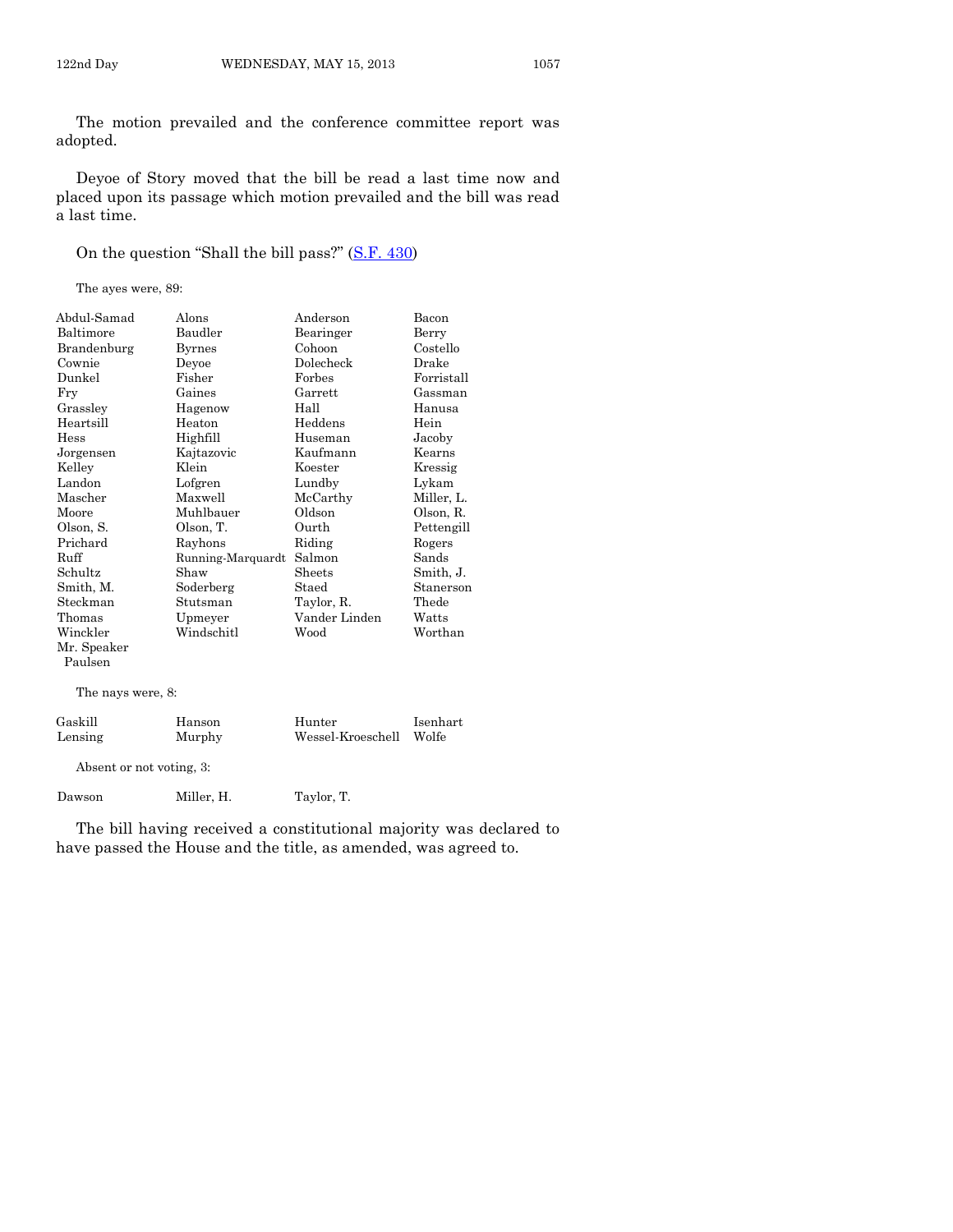The motion prevailed and the conference committee report was adopted.

Deyoe of Story moved that the bill be read a last time now and placed upon its passage which motion prevailed and the bill was read a last time.

On the question "Shall the bill pass?" (S.F. 430)

The ayes were, 89:

| | | | |
|---|---|---|---|
| Abdul-Samad | Alons | Anderson | Bacon |
| Baltimore | Baudler | Bearinger | Berry |
| Brandenburg | Byrnes | Cohoon | Costello |
| Cownie | Deyoe | Dolecheck | Drake |
| Dunkel | Fisher | Forbes | Forristall |
| Fry | Gaines | Garrett | Gassman |
| Grassley | Hagenow | Hall | Hanusa |
| Heartsill | Heaton | Heddens | Hein |
| Hess | Highfill | Huseman | Jacoby |
| Jorgensen | Kajtazovic | Kaufmann | Kearns |
| Kelley | Klein | Koester | Kressig |
| Landon | Lofgren | Lundby | Lykam |
| Mascher | Maxwell | McCarthy | Miller, L. |
| Moore | Muhlbauer | Oldson | Olson, R. |
| Olson, S. | Olson, T. | Ourth | Pettengill |
| Prichard | Rayhons | Riding | Rogers |
| Ruff | Running-Marquardt | Salmon | Sands |
| Schultz | Shaw | Sheets | Smith, J. |
| Smith, M. | Soderberg | Staed | Stanerson |
| Steckman | Stutsman | Taylor, R. | Thede |
| Thomas | Upmeyer | Vander Linden | Watts |
| Winckler | Windschitl | Wood | Worthan |
| Mr. Speaker Paulsen | | | |

The nays were, 8:

| | | | |
|---|---|---|---|
| Gaskill | Hanson | Hunter | Isenhart |
| Lensing | Murphy | Wessel-Kroeschell | Wolfe |

Absent or not voting, 3:

| | | |
|---|---|---|
| Dawson | Miller, H. | Taylor, T. |

The bill having received a constitutional majority was declared to have passed the House and the title, as amended, was agreed to.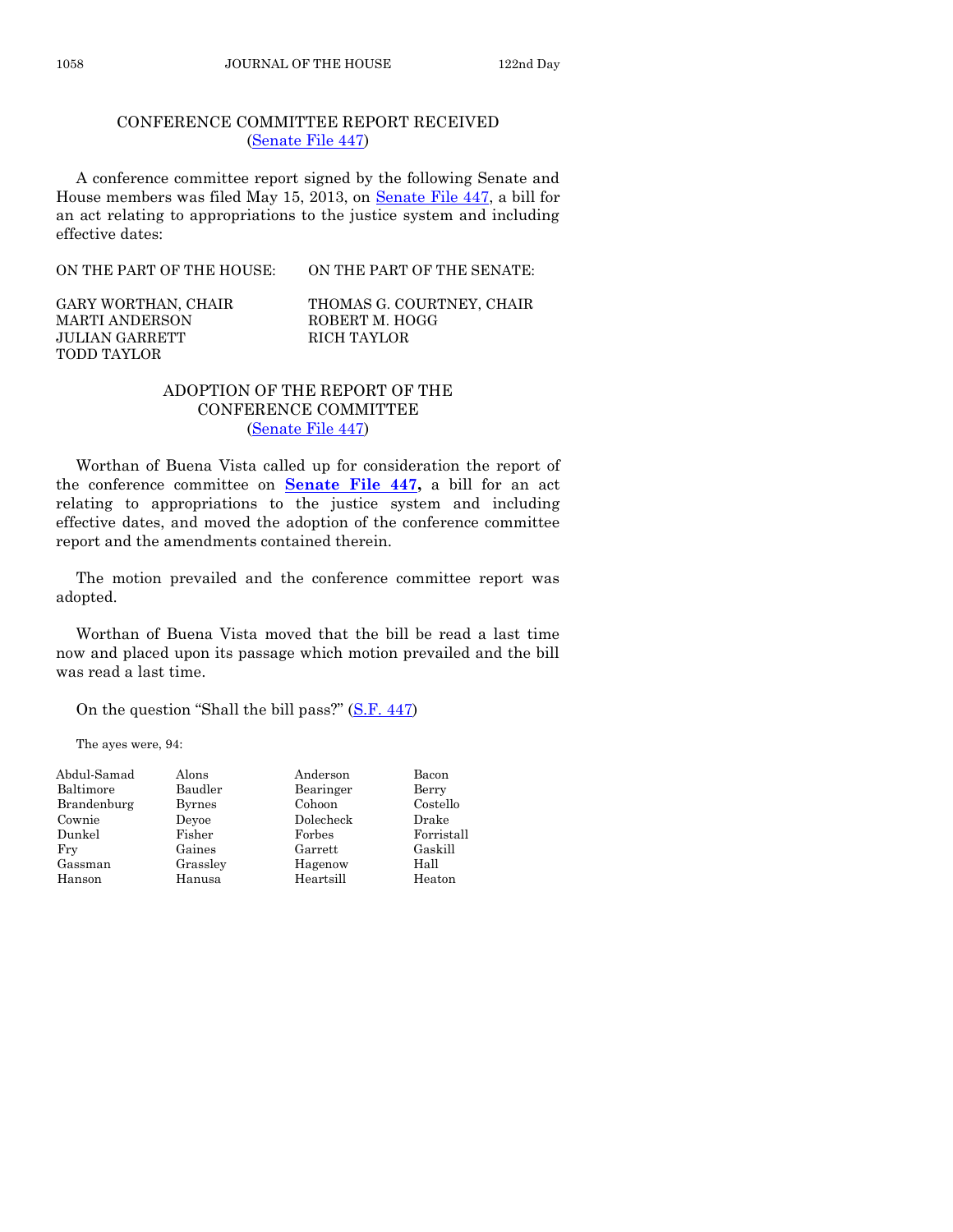## CONFERENCE COMMITTEE REPORT RECEIVED
(Senate File 447)

A conference committee report signed by the following Senate and House members was filed May 15, 2013, on Senate File 447, a bill for an act relating to appropriations to the justice system and including effective dates:

| ON THE PART OF THE HOUSE: | ON THE PART OF THE SENATE: |
|---|---|
| GARY WORTHAN, CHAIR | THOMAS G. COURTNEY, CHAIR |
| MARTI ANDERSON | ROBERT M. HOGG |
| JULIAN GARRETT | RICH TAYLOR |
| TODD TAYLOR | |

## ADOPTION OF THE REPORT OF THE CONFERENCE COMMITTEE
(Senate File 447)

Worthan of Buena Vista called up for consideration the report of the conference committee on **Senate File 447,** a bill for an act relating to appropriations to the justice system and including effective dates, and moved the adoption of the conference committee report and the amendments contained therein.

The motion prevailed and the conference committee report was adopted.

Worthan of Buena Vista moved that the bill be read a last time now and placed upon its passage which motion prevailed and the bill was read a last time.

On the question "Shall the bill pass?" (S.F. 447)

The ayes were, 94:

| | | | |
|---|---|---|---|
| Abdul-Samad | Alons | Anderson | Bacon |
| Baltimore | Baudler | Bearinger | Berry |
| Brandenburg | Byrnes | Cohoon | Costello |
| Cownie | Deyoe | Dolecheck | Drake |
| Dunkel | Fisher | Forbes | Forristall |
| Fry | Gaines | Garrett | Gaskill |
| Gassman | Grassley | Hagenow | Hall |
| Hanson | Hanusa | Heartsill | Heaton |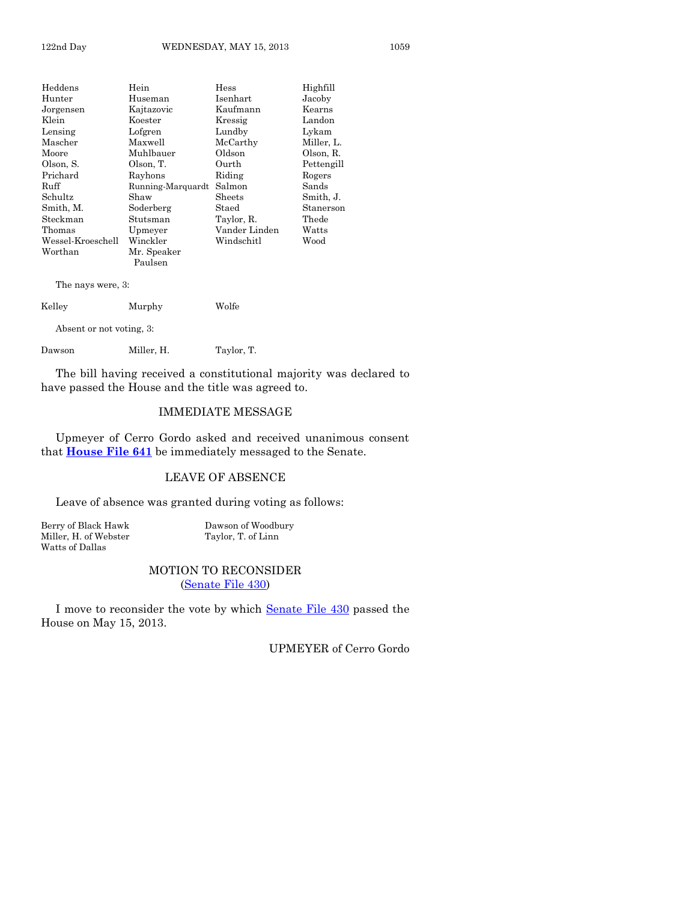| Heddens | Hein | Hess | Highfill |
|---|---|---|---|
| Hunter | Huseman | Isenhart | Jacoby |
| Jorgensen | Kajtazovic | Kaufmann | Kearns |
| Klein | Koester | Kressig | Landon |
| Lensing | Lofgren | Lundby | Lykam |
| Mascher | Maxwell | McCarthy | Miller, L. |
| Moore | Muhlbauer | Oldson | Olson, R. |
| Olson, S. | Olson, T. | Ourth | Pettengill |
| Prichard | Rayhons | Riding | Rogers |
| Ruff | Running-Marquardt | Salmon | Sands |
| Schultz | Shaw | Sheets | Smith, J. |
| Smith, M. | Soderberg | Staed | Stanerson |
| Steckman | Stutsman | Taylor, R. | Thede |
| Thomas | Upmeyer | Vander Linden | Watts |
| Wessel-Kroeschell | Winckler | Windschitl | Wood |
| Worthan | Mr. Speaker Paulsen | | |

The nays were, 3:

| Kelley | Murphy | Wolfe |
|---|---|---|

Absent or not voting, 3:

| Dawson | Miller, H. | Taylor, T. |
|---|---|---|

The bill having received a constitutional majority was declared to have passed the House and the title was agreed to.

## IMMEDIATE MESSAGE

Upmeyer of Cerro Gordo asked and received unanimous consent that **House File 641** be immediately messaged to the Senate.

## LEAVE OF ABSENCE

Leave of absence was granted during voting as follows:

| Berry of Black Hawk | Dawson of Woodbury |
|---|---|
| Miller, H. of Webster | Taylor, T. of Linn |
| Watts of Dallas | |

## MOTION TO RECONSIDER
(Senate File 430)

I move to reconsider the vote by which Senate File 430 passed the House on May 15, 2013.

UPMEYER of Cerro Gordo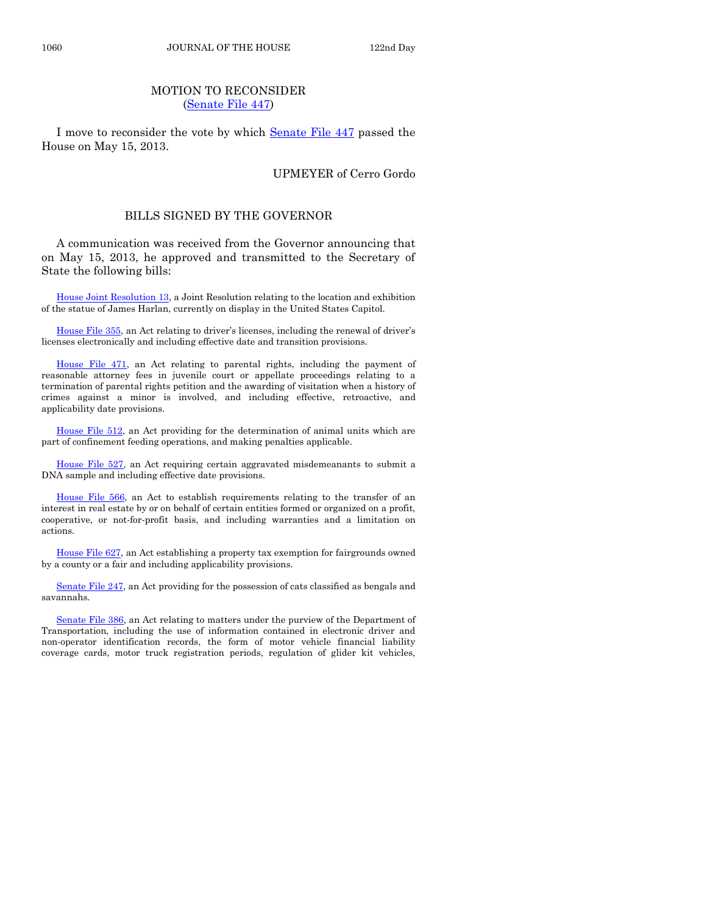## MOTION TO RECONSIDER
(Senate File 447)

I move to reconsider the vote by which Senate File 447 passed the House on May 15, 2013.

UPMEYER of Cerro Gordo

## BILLS SIGNED BY THE GOVERNOR

A communication was received from the Governor announcing that on May 15, 2013, he approved and transmitted to the Secretary of State the following bills:

House Joint Resolution 13, a Joint Resolution relating to the location and exhibition of the statue of James Harlan, currently on display in the United States Capitol.

House File 355, an Act relating to driver's licenses, including the renewal of driver's licenses electronically and including effective date and transition provisions.

House File 471, an Act relating to parental rights, including the payment of reasonable attorney fees in juvenile court or appellate proceedings relating to a termination of parental rights petition and the awarding of visitation when a history of crimes against a minor is involved, and including effective, retroactive, and applicability date provisions.

House File 512, an Act providing for the determination of animal units which are part of confinement feeding operations, and making penalties applicable.

House File 527, an Act requiring certain aggravated misdemeanants to submit a DNA sample and including effective date provisions.

House File 566, an Act to establish requirements relating to the transfer of an interest in real estate by or on behalf of certain entities formed or organized on a profit, cooperative, or not-for-profit basis, and including warranties and a limitation on actions.

House File 627, an Act establishing a property tax exemption for fairgrounds owned by a county or a fair and including applicability provisions.

Senate File 247, an Act providing for the possession of cats classified as bengals and savannahs.

Senate File 386, an Act relating to matters under the purview of the Department of Transportation, including the use of information contained in electronic driver and non-operator identification records, the form of motor vehicle financial liability coverage cards, motor truck registration periods, regulation of glider kit vehicles,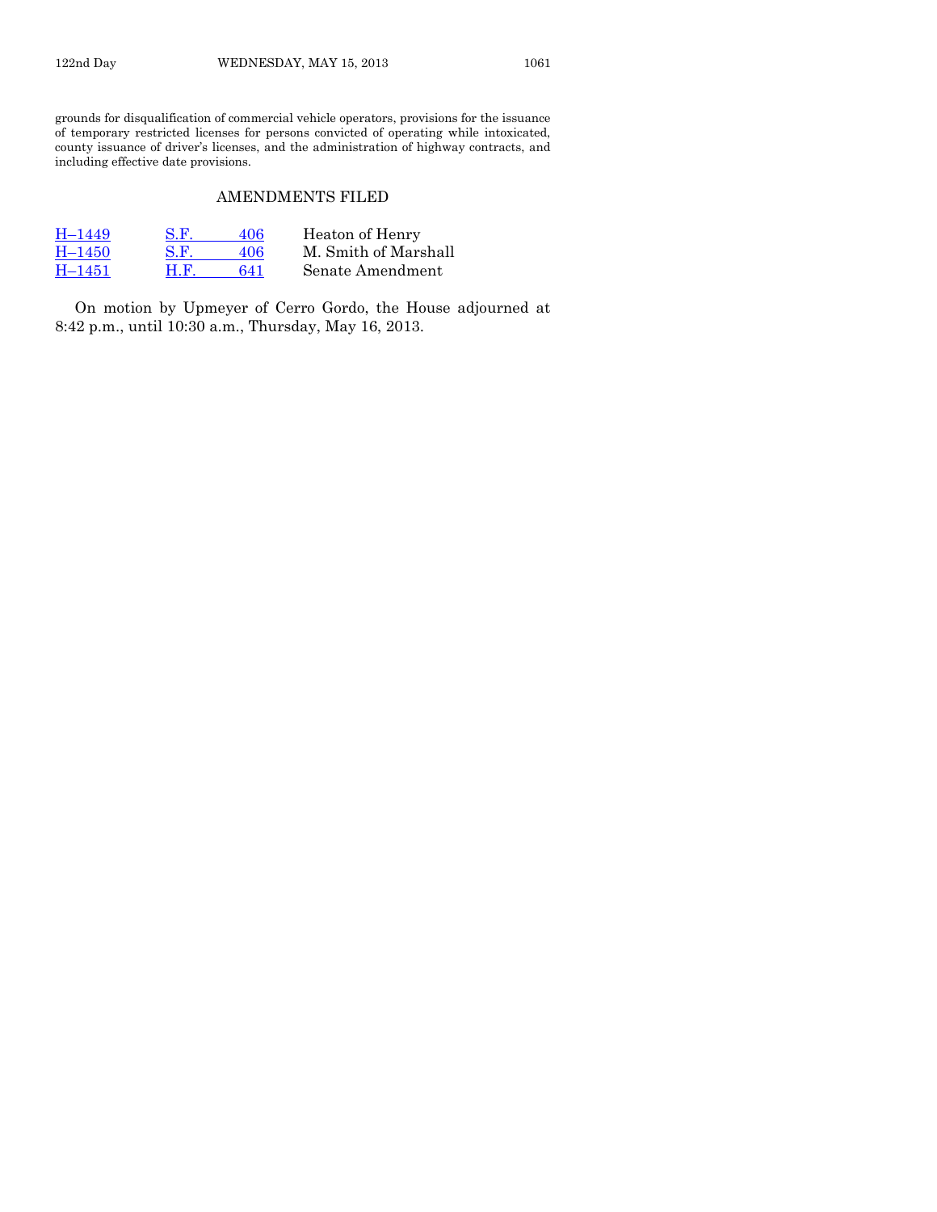grounds for disqualification of commercial vehicle operators, provisions for the issuance of temporary restricted licenses for persons convicted of operating while intoxicated, county issuance of driver's licenses, and the administration of highway contracts, and including effective date provisions.

## AMENDMENTS FILED

| | | | |
|---|---|---|---|
| H–1449 | S.F. | 406 | Heaton of Henry |
| H–1450 | S.F. | 406 | M. Smith of Marshall |
| H–1451 | H.F. | 641 | Senate Amendment |

On motion by Upmeyer of Cerro Gordo, the House adjourned at 8:42 p.m., until 10:30 a.m., Thursday, May 16, 2013.